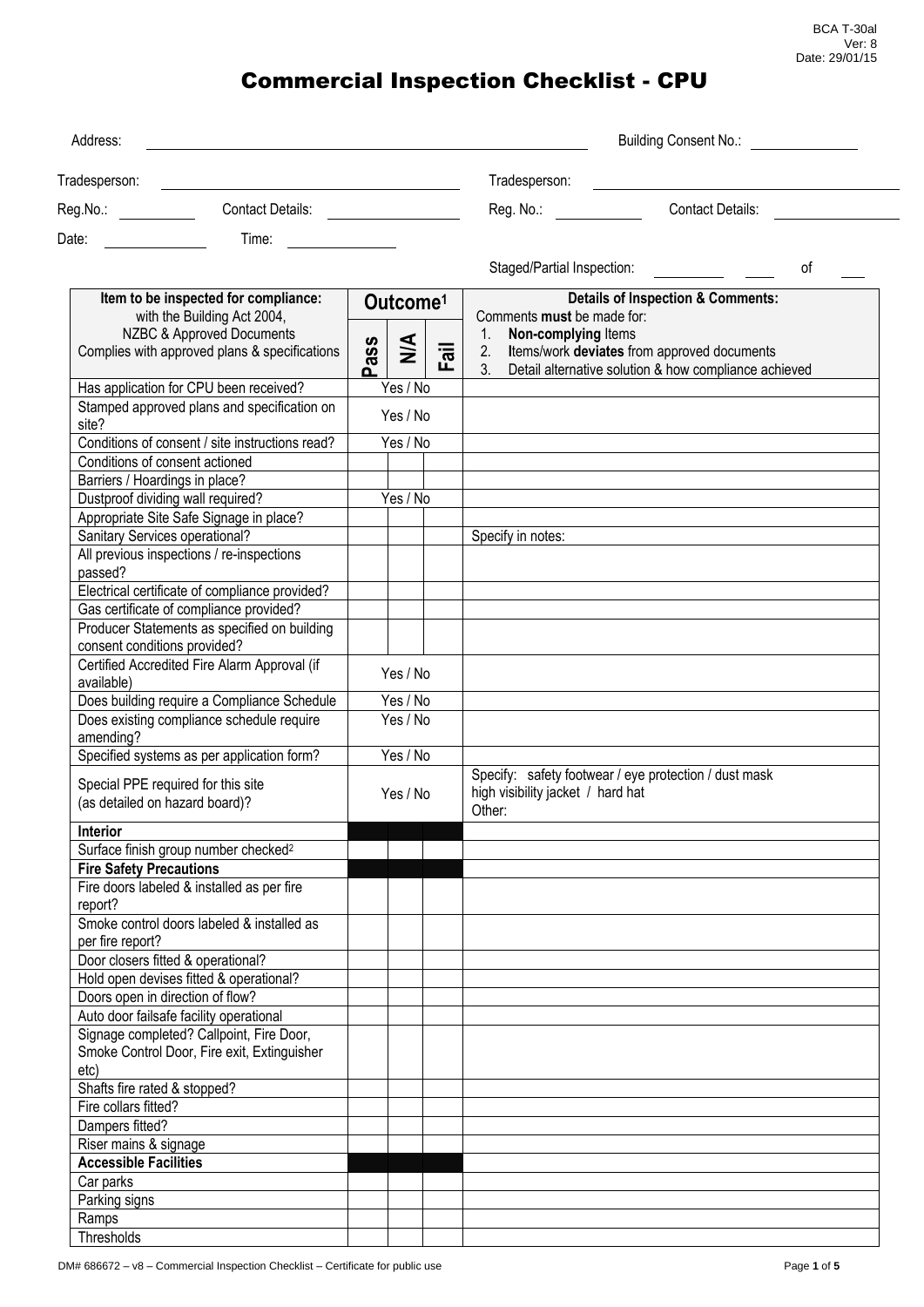BCA T-30al
Ver: 8
Date: 29/01/15

# Commercial Inspection Checklist - CPU

Address: ______________________________ Building Consent No.: ____________

Tradesperson: ____________________ Tradesperson: ____________________

Reg.No.: ________ Contact Details: ____________ Reg. No.: ________ Contact Details: ____________

Date: ________ Time: ________

Staged/Partial Inspection: ______ ____ of ____

| Item to be inspected for compliance: with the Building Act 2004, NZBC & Approved Documents Complies with approved plans & specifications | Outcome[1] Pass | N/A | Fail | Details of Inspection & Comments: Comments **must** be made for: 1. **Non-complying** Items 2. Items/work **deviates** from approved documents 3. Detail alternative solution & how compliance achieved |
|---|---|---|---|---|
| Has application for CPU been received? | Yes / No | | | |
| Stamped approved plans and specification on site? | Yes / No | | | |
| Conditions of consent / site instructions read? | Yes / No | | | |
| Conditions of consent actioned | | | | |
| Barriers / Hoardings in place? | | | | |
| Dustproof dividing wall required? | Yes / No | | | |
| Appropriate Site Safe Signage in place? | | | | |
| Sanitary Services operational? | | | | Specify in notes: |
| All previous inspections / re-inspections passed? | | | | |
| Electrical certificate of compliance provided? | | | | |
| Gas certificate of compliance provided? | | | | |
| Producer Statements as specified on building consent conditions provided? | | | | |
| Certified Accredited Fire Alarm Approval (if available) | Yes / No | | | |
| Does building require a Compliance Schedule | Yes / No | | | |
| Does existing compliance schedule require amending? | Yes / No | | | |
| Specified systems as per application form? | Yes / No | | | |
| Special PPE required for this site (as detailed on hazard board)? | Yes / No | | | Specify: safety footwear / eye protection / dust mask high visibility jacket / hard hat Other: |
| **Interior** | | | | |
| Surface finish group number checked[2] | | | | |
| **Fire Safety Precautions** | | | | |
| Fire doors labeled & installed as per fire report? | | | | |
| Smoke control doors labeled & installed as per fire report? | | | | |
| Door closers fitted & operational? | | | | |
| Hold open devises fitted & operational? | | | | |
| Doors open in direction of flow? | | | | |
| Auto door failsafe facility operational | | | | |
| Signage completed? Callpoint, Fire Door, Smoke Control Door, Fire exit, Extinguisher etc) | | | | |
| Shafts fire rated & stopped? | | | | |
| Fire collars fitted? | | | | |
| Dampers fitted? | | | | |
| Riser mains & signage | | | | |
| **Accessible Facilities** | | | | |
| Car parks | | | | |
| Parking signs | | | | |
| Ramps | | | | |
| Thresholds | | | | |

DM# 686672 – v8 – Commercial Inspection Checklist – Certificate for public use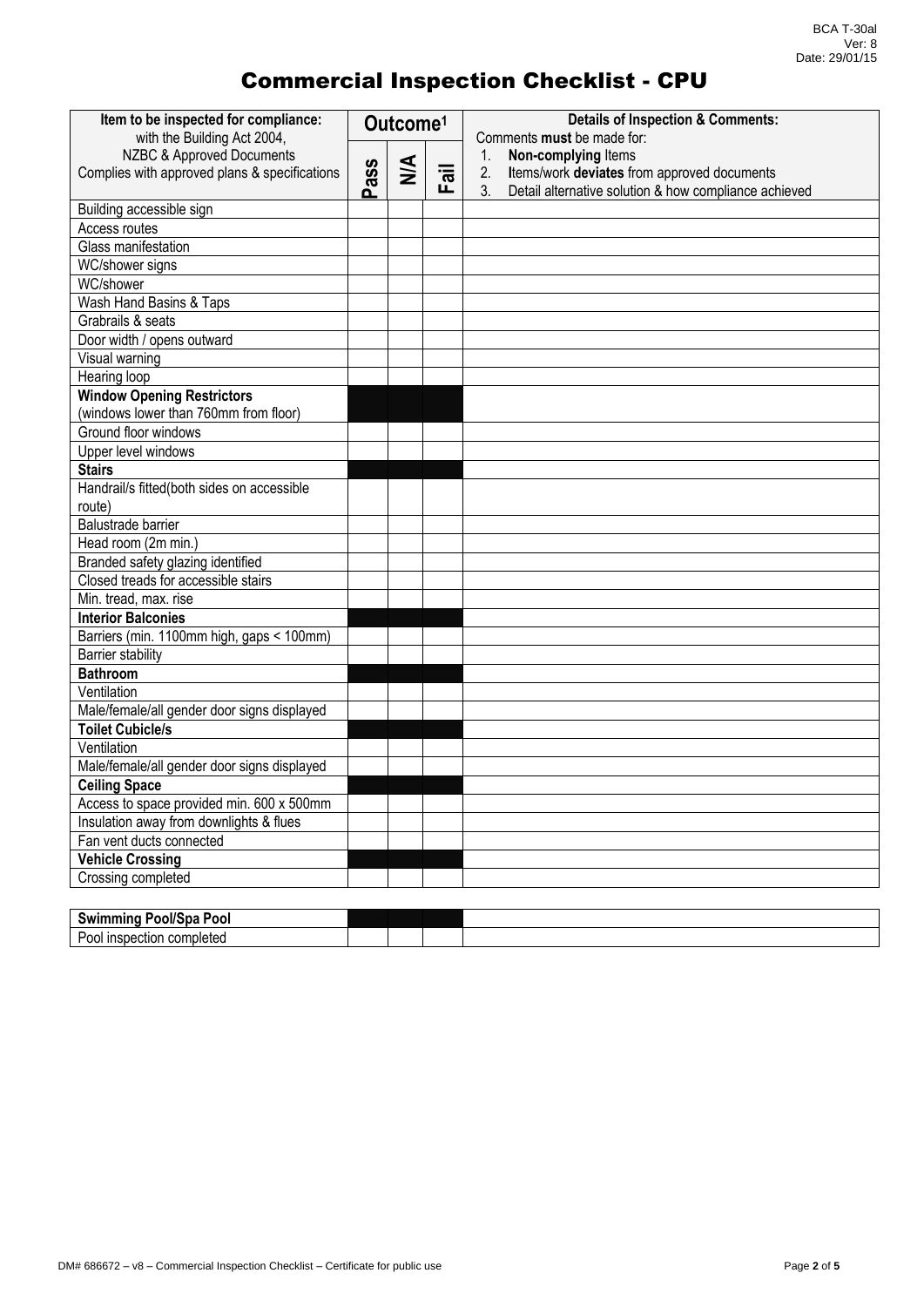# Commercial Inspection Checklist - CPU

| Item to be inspected for compliance: with the Building Act 2004, NZBC & Approved Documents Complies with approved plans & specifications | Outcome[1] | | | Details of Inspection & Comments: Comments **must** be made for: 1. **Non-complying** Items 2. Items/work **deviates** from approved documents 3. Detail alternative solution & how compliance achieved |
|---|---|---|---|---|
| | Pass | N/A | Fail | |
| Building accessible sign | | | | |
| Access routes | | | | |
| Glass manifestation | | | | |
| WC/shower signs | | | | |
| WC/shower | | | | |
| Wash Hand Basins & Taps | | | | |
| Grabrails & seats | | | | |
| Door width / opens outward | | | | |
| Visual warning | | | | |
| Hearing loop | | | | |
| **Window Opening Restrictors** (windows lower than 760mm from floor) | | | | |
| Ground floor windows | | | | |
| Upper level windows | | | | |
| **Stairs** | | | | |
| Handrail/s fitted(both sides on accessible route) | | | | |
| Balustrade barrier | | | | |
| Head room (2m min.) | | | | |
| Branded safety glazing identified | | | | |
| Closed treads for accessible stairs | | | | |
| Min. tread, max. rise | | | | |
| **Interior Balconies** | | | | |
| Barriers (min. 1100mm high, gaps < 100mm) | | | | |
| Barrier stability | | | | |
| **Bathroom** | | | | |
| Ventilation | | | | |
| Male/female/all gender door signs displayed | | | | |
| **Toilet Cubicle/s** | | | | |
| Ventilation | | | | |
| Male/female/all gender door signs displayed | | | | |
| **Ceiling Space** | | | | |
| Access to space provided min. 600 x 500mm | | | | |
| Insulation away from downlights & flues | | | | |
| Fan vent ducts connected | | | | |
| **Vehicle Crossing** | | | | |
| Crossing completed | | | | |

| **Swimming Pool/Spa Pool** | | | | |
|---|---|---|---|---|
| Pool inspection completed | | | | |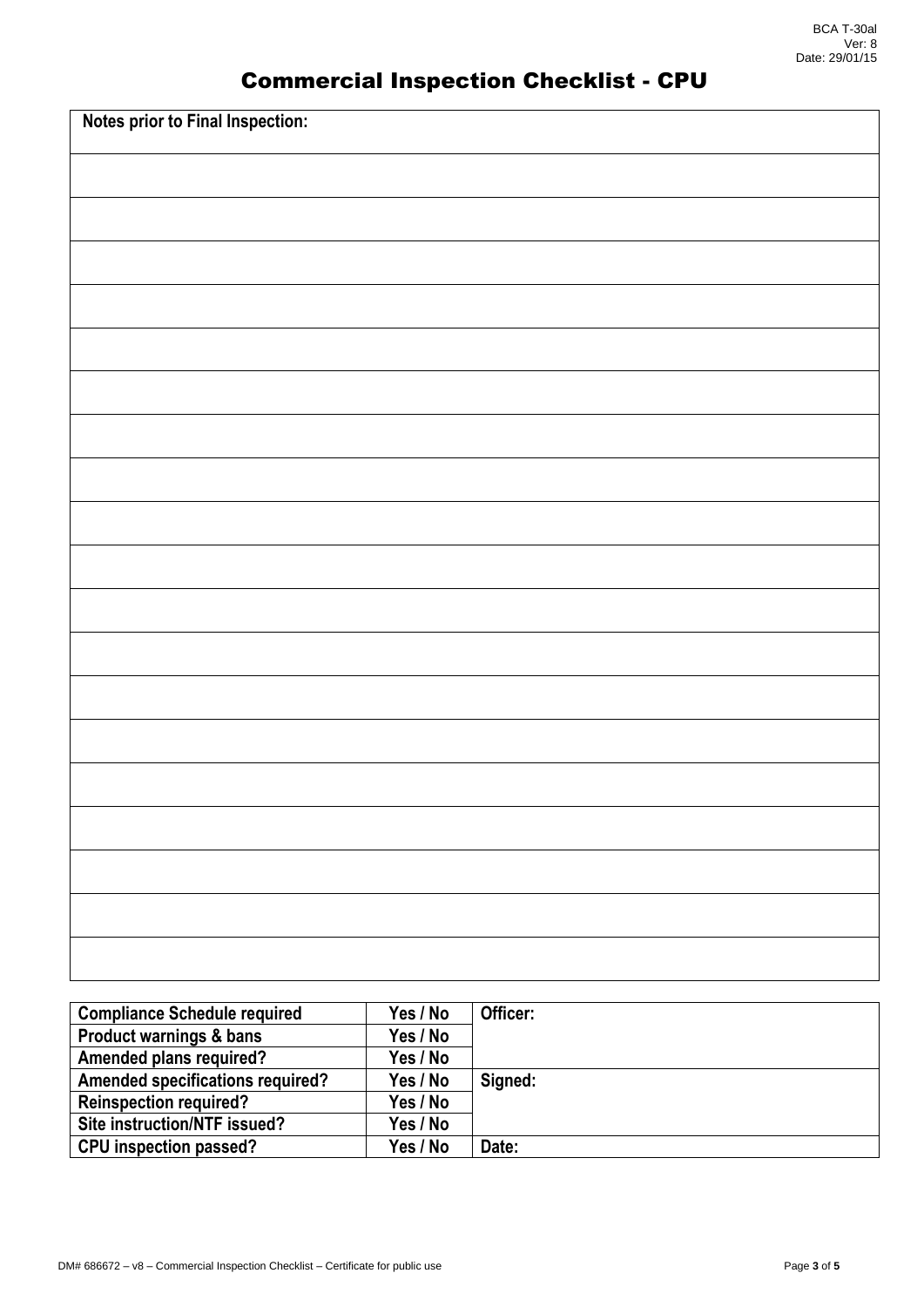# Commercial Inspection Checklist - CPU

| **Notes prior to Final Inspection:** |
|---|
| |
| |
| |
| |
| |
| |
| |
| |
| |
| |
| |
| |
| |
| |
| |
| |
| |
| |
| |

| **Compliance Schedule required** | **Yes / No** | **Officer:** |
|---|---|---|
| **Product warnings & bans** | **Yes / No** | |
| **Amended plans required?** | **Yes / No** | |
| **Amended specifications required?** | **Yes / No** | **Signed:** |
| **Reinspection required?** | **Yes / No** | |
| **Site instruction/NTF issued?** | **Yes / No** | |
| **CPU inspection passed?** | **Yes / No** | **Date:** |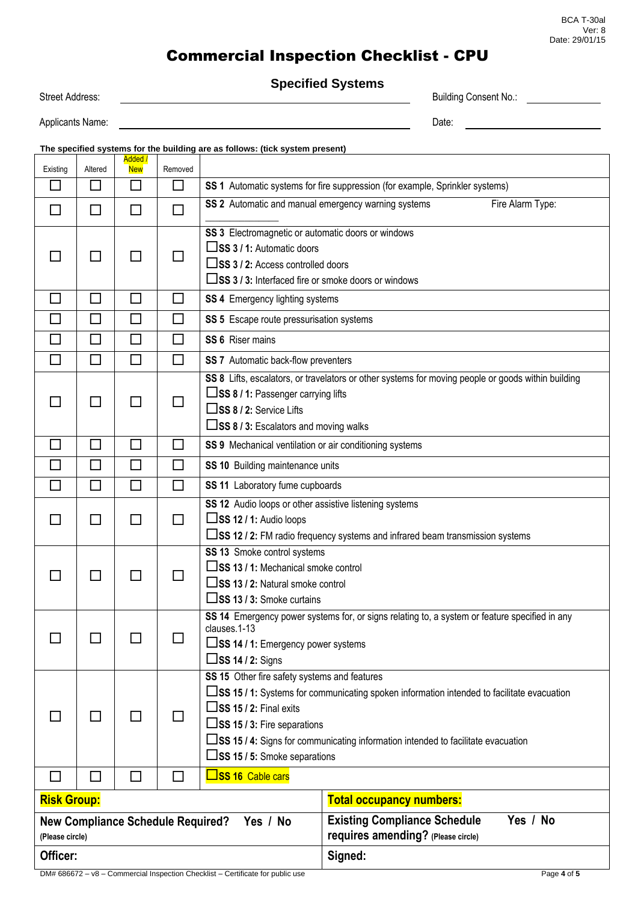BCA T-30al
Ver: 8
Date: 29/01/15

# Commercial Inspection Checklist - CPU

## Specified Systems

Street Address: ______________________________ Building Consent No.: ______________

Applicants Name: ______________________________ Date: ______________

**The specified systems for the building are as follows: (tick system present)**

| Existing | Altered | Added / New | Removed | |
|---|---|---|---|---|
| ☐ | ☐ | ☐ | ☐ | **SS 1** Automatic systems for fire suppression (for example, Sprinkler systems) |
| ☐ | ☐ | ☐ | ☐ | **SS 2** Automatic and manual emergency warning systems Fire Alarm Type: ______________ |
| ☐ | ☐ | ☐ | ☐ | **SS 3** Electromagnetic or automatic doors or windows<br>☐ **SS 3 / 1:** Automatic doors<br>☐ **SS 3 / 2:** Access controlled doors<br>☐ **SS 3 / 3:** Interfaced fire or smoke doors or windows |
| ☐ | ☐ | ☐ | ☐ | **SS 4** Emergency lighting systems |
| ☐ | ☐ | ☐ | ☐ | **SS 5** Escape route pressurisation systems |
| ☐ | ☐ | ☐ | ☐ | **SS 6** Riser mains |
| ☐ | ☐ | ☐ | ☐ | **SS 7** Automatic back-flow preventers |
| ☐ | ☐ | ☐ | ☐ | **SS 8** Lifts, escalators, or travelators or other systems for moving people or goods within building<br>☐ **SS 8 / 1:** Passenger carrying lifts<br>☐ **SS 8 / 2:** Service Lifts<br>☐ **SS 8 / 3:** Escalators and moving walks |
| ☐ | ☐ | ☐ | ☐ | **SS 9** Mechanical ventilation or air conditioning systems |
| ☐ | ☐ | ☐ | ☐ | **SS 10** Building maintenance units |
| ☐ | ☐ | ☐ | ☐ | **SS 11** Laboratory fume cupboards |
| ☐ | ☐ | ☐ | ☐ | **SS 12** Audio loops or other assistive listening systems<br>☐ **SS 12 / 1:** Audio loops<br>☐ **SS 12 / 2:** FM radio frequency systems and infrared beam transmission systems |
| ☐ | ☐ | ☐ | ☐ | **SS 13** Smoke control systems<br>☐ **SS 13 / 1:** Mechanical smoke control<br>☐ **SS 13 / 2:** Natural smoke control<br>☐ **SS 13 / 3:** Smoke curtains |
| ☐ | ☐ | ☐ | ☐ | **SS 14** Emergency power systems for, or signs relating to, a system or feature specified in any clauses.1-13<br>☐ **SS 14 / 1:** Emergency power systems<br>☐ **SS 14 / 2:** Signs |
| ☐ | ☐ | ☐ | ☐ | **SS 15** Other fire safety systems and features<br>☐ **SS 15 / 1:** Systems for communicating spoken information intended to facilitate evacuation<br>☐ **SS 15 / 2:** Final exits<br>☐ **SS 15 / 3:** Fire separations<br>☐ **SS 15 / 4:** Signs for communicating information intended to facilitate evacuation<br>☐ **SS 15 / 5:** Smoke separations |
| ☐ | ☐ | ☐ | ☐ | ☐ **SS 16** Cable cars |

| | |
|---|---|
| **Risk Group:** | **Total occupancy numbers:** |
| **New Compliance Schedule Required? Yes / No** (Please circle) | **Existing Compliance Schedule requires amending? Yes / No** (Please circle) |
| **Officer:** | **Signed:** |

DM# 686672 – v8 – Commercial Inspection Checklist – Certificate for public use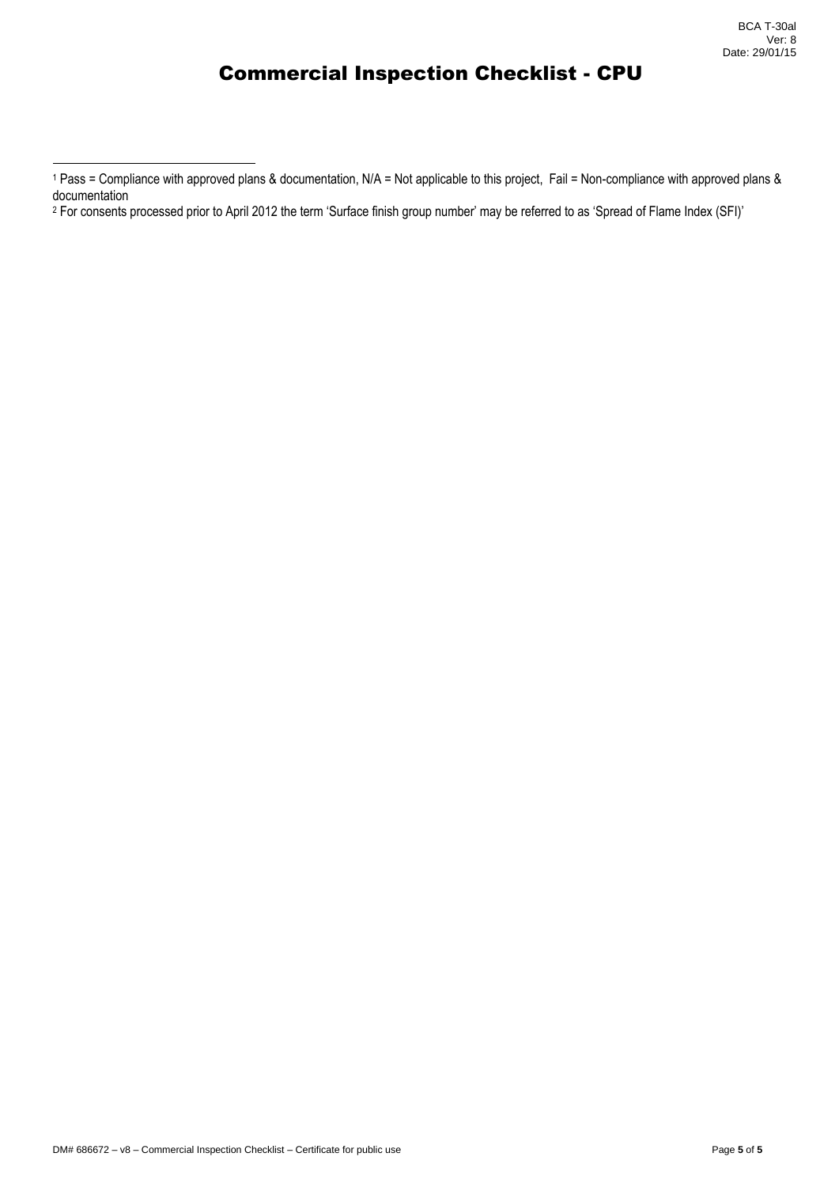# Commercial Inspection Checklist - CPU

[1] Pass = Compliance with approved plans & documentation, N/A = Not applicable to this project, Fail = Non-compliance with approved plans & documentation

[2] For consents processed prior to April 2012 the term 'Surface finish group number' may be referred to as 'Spread of Flame Index (SFI)'